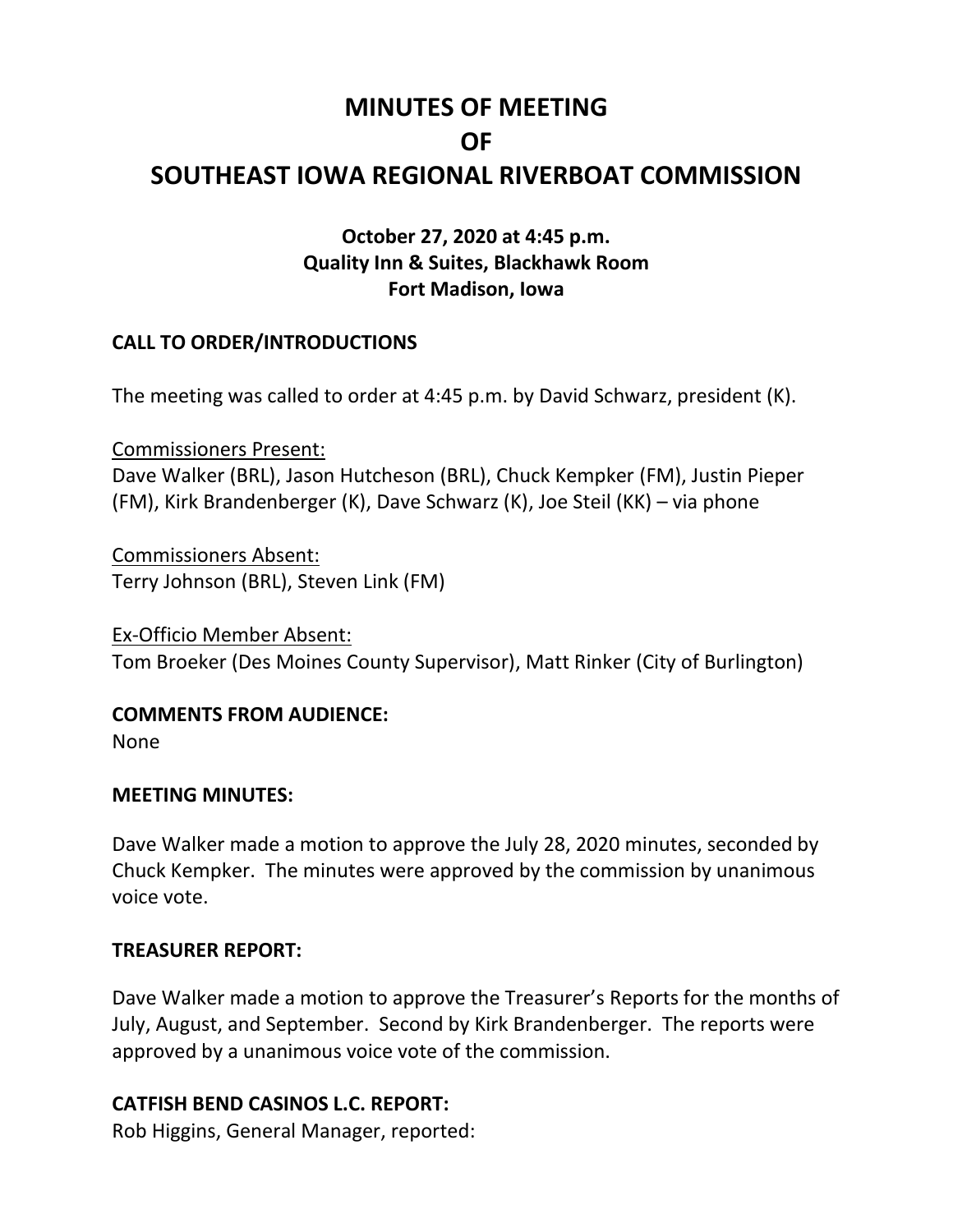# MINUTES OF MEETING
# OF
# SOUTHEAST IOWA REGIONAL RIVERBOAT COMMISSION

**October 27, 2020 at 4:45 p.m.**
**Quality Inn & Suites, Blackhawk Room**
**Fort Madison, Iowa**

## CALL TO ORDER/INTRODUCTIONS

The meeting was called to order at 4:45 p.m. by David Schwarz, president (K).

Commissioners Present:
Dave Walker (BRL), Jason Hutcheson (BRL), Chuck Kempker (FM), Justin Pieper (FM), Kirk Brandenberger (K), Dave Schwarz (K), Joe Steil (KK) – via phone

Commissioners Absent:
Terry Johnson (BRL), Steven Link (FM)

Ex-Officio Member Absent:
Tom Broeker (Des Moines County Supervisor), Matt Rinker (City of Burlington)

## COMMENTS FROM AUDIENCE:

None

## MEETING MINUTES:

Dave Walker made a motion to approve the July 28, 2020 minutes, seconded by Chuck Kempker. The minutes were approved by the commission by unanimous voice vote.

## TREASURER REPORT:

Dave Walker made a motion to approve the Treasurer's Reports for the months of July, August, and September. Second by Kirk Brandenberger. The reports were approved by a unanimous voice vote of the commission.

## CATFISH BEND CASINOS L.C. REPORT:

Rob Higgins, General Manager, reported: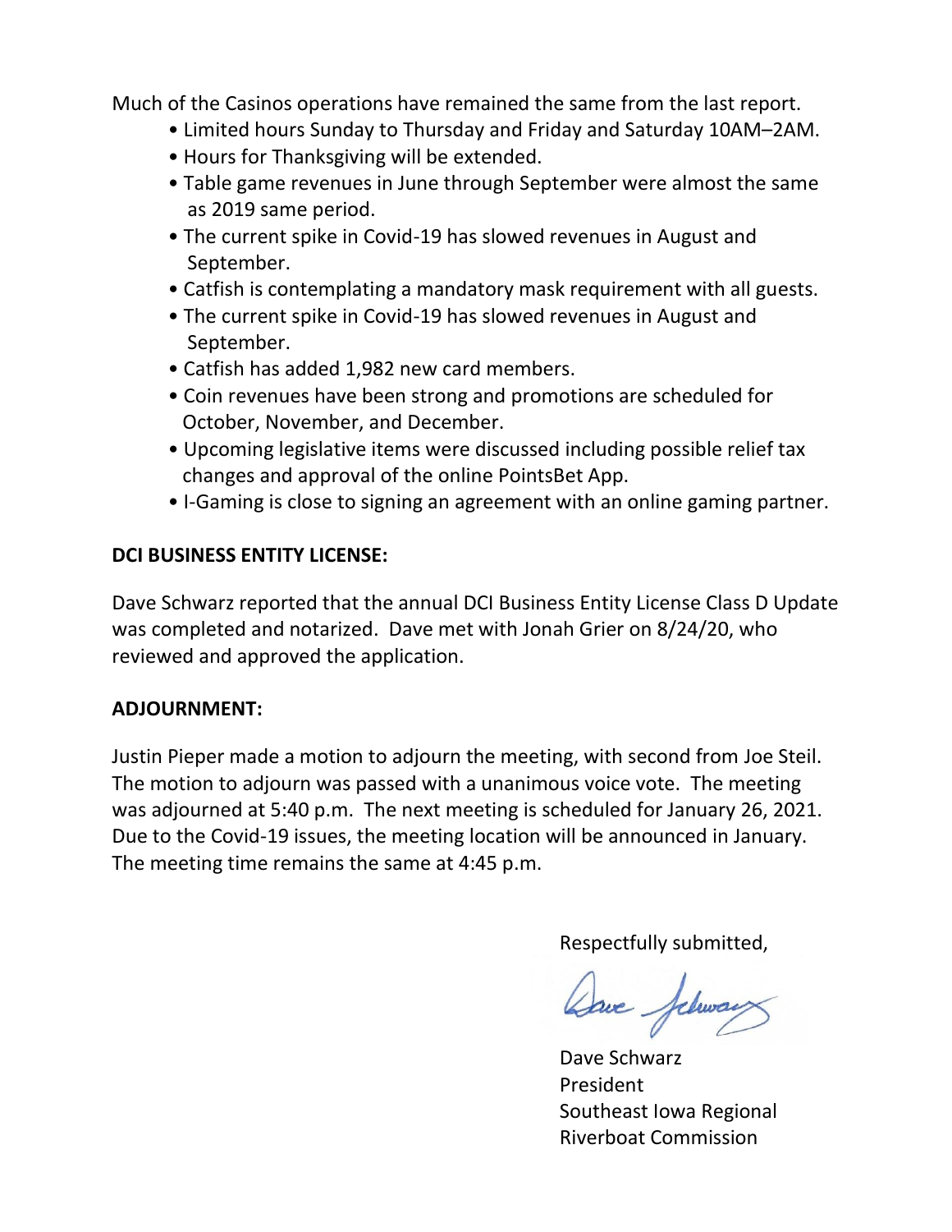Much of the Casinos operations have remained the same from the last report.

- Limited hours Sunday to Thursday and Friday and Saturday 10AM–2AM.
- Hours for Thanksgiving will be extended.
- Table game revenues in June through September were almost the same as 2019 same period.
- The current spike in Covid-19 has slowed revenues in August and September.
- Catfish is contemplating a mandatory mask requirement with all guests.
- The current spike in Covid-19 has slowed revenues in August and September.
- Catfish has added 1,982 new card members.
- Coin revenues have been strong and promotions are scheduled for October, November, and December.
- Upcoming legislative items were discussed including possible relief tax changes and approval of the online PointsBet App.
- I-Gaming is close to signing an agreement with an online gaming partner.

**DCI BUSINESS ENTITY LICENSE:**

Dave Schwarz reported that the annual DCI Business Entity License Class D Update was completed and notarized. Dave met with Jonah Grier on 8/24/20, who reviewed and approved the application.

**ADJOURNMENT:**

Justin Pieper made a motion to adjourn the meeting, with second from Joe Steil. The motion to adjourn was passed with a unanimous voice vote. The meeting was adjourned at 5:40 p.m. The next meeting is scheduled for January 26, 2021. Due to the Covid-19 issues, the meeting location will be announced in January. The meeting time remains the same at 4:45 p.m.

Respectfully submitted,

Dave Schwarz
President
Southeast Iowa Regional
Riverboat Commission